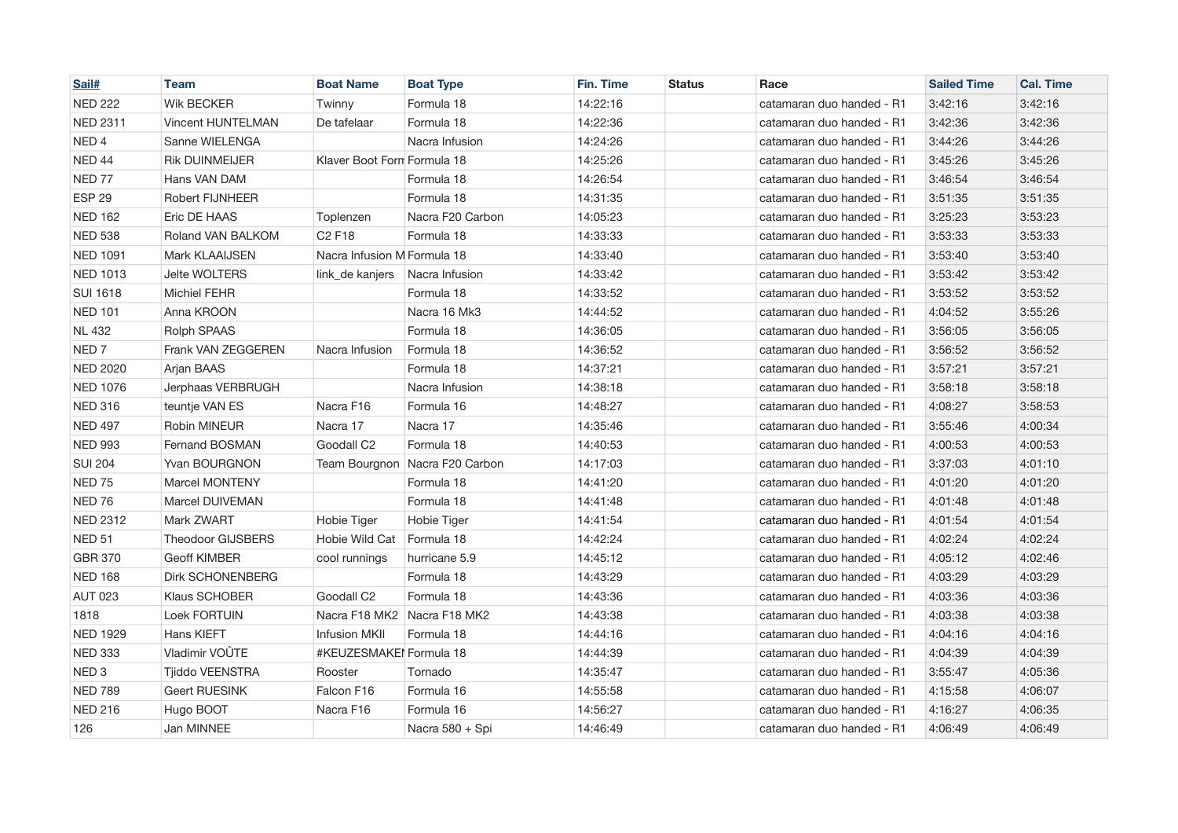| Sail# | Team | Boat Name | Boat Type | Fin. Time | Status | Race | Sailed Time | Cal. Time |
|---|---|---|---|---|---|---|---|---|
| NED 222 | Wik BECKER | Twinny | Formula 18 | 14:22:16 | | catamaran duo handed - R1 | 3:42:16 | 3:42:16 |
| NED 2311 | Vincent HUNTELMAN | De tafelaar | Formula 18 | 14:22:36 | | catamaran duo handed - R1 | 3:42:36 | 3:42:36 |
| NED 4 | Sanne WIELENGA | | Nacra Infusion | 14:24:26 | | catamaran duo handed - R1 | 3:44:26 | 3:44:26 |
| NED 44 | Rik DUINMEIJER | Klaver Boot Form | Formula 18 | 14:25:26 | | catamaran duo handed - R1 | 3:45:26 | 3:45:26 |
| NED 77 | Hans VAN DAM | | Formula 18 | 14:26:54 | | catamaran duo handed - R1 | 3:46:54 | 3:46:54 |
| ESP 29 | Robert FIJNHEER | | Formula 18 | 14:31:35 | | catamaran duo handed - R1 | 3:51:35 | 3:51:35 |
| NED 162 | Eric DE HAAS | Toplenzen | Nacra F20 Carbon | 14:05:23 | | catamaran duo handed - R1 | 3:25:23 | 3:53:23 |
| NED 538 | Roland VAN BALKOM | C2 F18 | Formula 18 | 14:33:33 | | catamaran duo handed - R1 | 3:53:33 | 3:53:33 |
| NED 1091 | Mark KLAAIJSEN | Nacra Infusion M | Formula 18 | 14:33:40 | | catamaran duo handed - R1 | 3:53:40 | 3:53:40 |
| NED 1013 | Jelte WOLTERS | link_de kanjers | Nacra Infusion | 14:33:42 | | catamaran duo handed - R1 | 3:53:42 | 3:53:42 |
| SUI 1618 | Michiel FEHR | | Formula 18 | 14:33:52 | | catamaran duo handed - R1 | 3:53:52 | 3:53:52 |
| NED 101 | Anna KROON | | Nacra 16 Mk3 | 14:44:52 | | catamaran duo handed - R1 | 4:04:52 | 3:55:26 |
| NL 432 | Rolph SPAAS | | Formula 18 | 14:36:05 | | catamaran duo handed - R1 | 3:56:05 | 3:56:05 |
| NED 7 | Frank VAN ZEGGEREN | Nacra Infusion | Formula 18 | 14:36:52 | | catamaran duo handed - R1 | 3:56:52 | 3:56:52 |
| NED 2020 | Arjan BAAS | | Formula 18 | 14:37:21 | | catamaran duo handed - R1 | 3:57:21 | 3:57:21 |
| NED 1076 | Jerphaas VERBRUGH | | Nacra Infusion | 14:38:18 | | catamaran duo handed - R1 | 3:58:18 | 3:58:18 |
| NED 316 | teuntje VAN ES | Nacra F16 | Formula 16 | 14:48:27 | | catamaran duo handed - R1 | 4:08:27 | 3:58:53 |
| NED 497 | Robin MINEUR | Nacra 17 | Nacra 17 | 14:35:46 | | catamaran duo handed - R1 | 3:55:46 | 4:00:34 |
| NED 993 | Fernand BOSMAN | Goodall C2 | Formula 18 | 14:40:53 | | catamaran duo handed - R1 | 4:00:53 | 4:00:53 |
| SUI 204 | Yvan BOURGNON | Team Bourgnon | Nacra F20 Carbon | 14:17:03 | | catamaran duo handed - R1 | 3:37:03 | 4:01:10 |
| NED 75 | Marcel MONTENY | | Formula 18 | 14:41:20 | | catamaran duo handed - R1 | 4:01:20 | 4:01:20 |
| NED 76 | Marcel DUIVEMAN | | Formula 18 | 14:41:48 | | catamaran duo handed - R1 | 4:01:48 | 4:01:48 |
| NED 2312 | Mark ZWART | Hobie Tiger | Hobie Tiger | 14:41:54 | | catamaran duo handed - R1 | 4:01:54 | 4:01:54 |
| NED 51 | Theodoor GIJSBERS | Hobie Wild Cat | Formula 18 | 14:42:24 | | catamaran duo handed - R1 | 4:02:24 | 4:02:24 |
| GBR 370 | Geoff KIMBER | cool runnings | hurricane 5.9 | 14:45:12 | | catamaran duo handed - R1 | 4:05:12 | 4:02:46 |
| NED 168 | Dirk SCHONENBERG | | Formula 18 | 14:43:29 | | catamaran duo handed - R1 | 4:03:29 | 4:03:29 |
| AUT 023 | Klaus SCHOBER | Goodall C2 | Formula 18 | 14:43:36 | | catamaran duo handed - R1 | 4:03:36 | 4:03:36 |
| 1818 | Loek FORTUIN | Nacra F18 MK2 | Nacra F18 MK2 | 14:43:38 | | catamaran duo handed - R1 | 4:03:38 | 4:03:38 |
| NED 1929 | Hans KIEFT | Infusion MKII | Formula 18 | 14:44:16 | | catamaran duo handed - R1 | 4:04:16 | 4:04:16 |
| NED 333 | Vladimir VOÛTE | #KEUZESMAKEI | Formula 18 | 14:44:39 | | catamaran duo handed - R1 | 4:04:39 | 4:04:39 |
| NED 3 | Tjiddo VEENSTRA | Rooster | Tornado | 14:35:47 | | catamaran duo handed - R1 | 3:55:47 | 4:05:36 |
| NED 789 | Geert RUESINK | Falcon F16 | Formula 16 | 14:55:58 | | catamaran duo handed - R1 | 4:15:58 | 4:06:07 |
| NED 216 | Hugo BOOT | Nacra F16 | Formula 16 | 14:56:27 | | catamaran duo handed - R1 | 4:16:27 | 4:06:35 |
| 126 | Jan MINNEE | | Nacra 580 + Spi | 14:46:49 | | catamaran duo handed - R1 | 4:06:49 | 4:06:49 |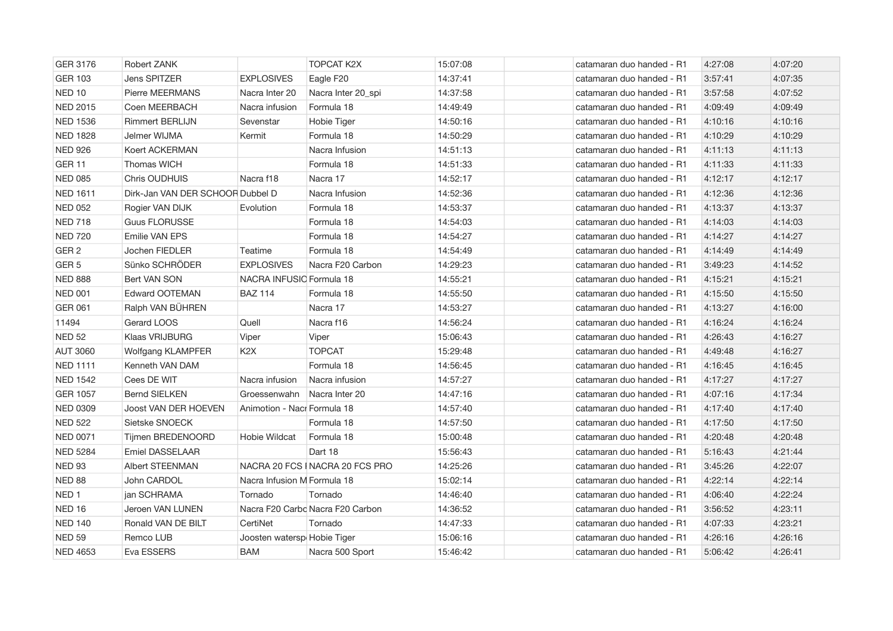| | | | | | | | | |
|---|---|---|---|---|---|---|---|---|
| GER 3176 | Robert ZANK | | TOPCAT K2X | 15:07:08 | | catamaran duo handed - R1 | 4:27:08 | 4:07:20 |
| GER 103 | Jens SPITZER | EXPLOSIVES | Eagle F20 | 14:37:41 | | catamaran duo handed - R1 | 3:57:41 | 4:07:35 |
| NED 10 | Pierre MEERMANS | Nacra Inter 20 | Nacra Inter 20_spi | 14:37:58 | | catamaran duo handed - R1 | 3:57:58 | 4:07:52 |
| NED 2015 | Coen MEERBACH | Nacra infusion | Formula 18 | 14:49:49 | | catamaran duo handed - R1 | 4:09:49 | 4:09:49 |
| NED 1536 | Rimmert BERLIJN | Sevenstar | Hobie Tiger | 14:50:16 | | catamaran duo handed - R1 | 4:10:16 | 4:10:16 |
| NED 1828 | Jelmer WIJMA | Kermit | Formula 18 | 14:50:29 | | catamaran duo handed - R1 | 4:10:29 | 4:10:29 |
| NED 926 | Koert ACKERMAN | | Nacra Infusion | 14:51:13 | | catamaran duo handed - R1 | 4:11:13 | 4:11:13 |
| GER 11 | Thomas WICH | | Formula 18 | 14:51:33 | | catamaran duo handed - R1 | 4:11:33 | 4:11:33 |
| NED 085 | Chris OUDHUIS | Nacra f18 | Nacra 17 | 14:52:17 | | catamaran duo handed - R1 | 4:12:17 | 4:12:17 |
| NED 1611 | Dirk-Jan VAN DER SCHOOR | Dubbel D | Nacra Infusion | 14:52:36 | | catamaran duo handed - R1 | 4:12:36 | 4:12:36 |
| NED 052 | Rogier VAN DIJK | Evolution | Formula 18 | 14:53:37 | | catamaran duo handed - R1 | 4:13:37 | 4:13:37 |
| NED 718 | Guus FLORUSSE | | Formula 18 | 14:54:03 | | catamaran duo handed - R1 | 4:14:03 | 4:14:03 |
| NED 720 | Emilie VAN EPS | | Formula 18 | 14:54:27 | | catamaran duo handed - R1 | 4:14:27 | 4:14:27 |
| GER 2 | Jochen FIEDLER | Teatime | Formula 18 | 14:54:49 | | catamaran duo handed - R1 | 4:14:49 | 4:14:49 |
| GER 5 | Sünko SCHRÖDER | EXPLOSIVES | Nacra F20 Carbon | 14:29:23 | | catamaran duo handed - R1 | 3:49:23 | 4:14:52 |
| NED 888 | Bert VAN SON | NACRA INFUSIC | Formula 18 | 14:55:21 | | catamaran duo handed - R1 | 4:15:21 | 4:15:21 |
| NED 001 | Edward OOTEMAN | BAZ 114 | Formula 18 | 14:55:50 | | catamaran duo handed - R1 | 4:15:50 | 4:15:50 |
| GER 061 | Ralph VAN BÜHREN | | Nacra 17 | 14:53:27 | | catamaran duo handed - R1 | 4:13:27 | 4:16:00 |
| 11494 | Gerard LOOS | Quell | Nacra f16 | 14:56:24 | | catamaran duo handed - R1 | 4:16:24 | 4:16:24 |
| NED 52 | Klaas VRIJBURG | Viper | Viper | 15:06:43 | | catamaran duo handed - R1 | 4:26:43 | 4:16:27 |
| AUT 3060 | Wolfgang KLAMPFER | K2X | TOPCAT | 15:29:48 | | catamaran duo handed - R1 | 4:49:48 | 4:16:27 |
| NED 1111 | Kenneth VAN DAM | | Formula 18 | 14:56:45 | | catamaran duo handed - R1 | 4:16:45 | 4:16:45 |
| NED 1542 | Cees DE WIT | Nacra infusion | Nacra infusion | 14:57:27 | | catamaran duo handed - R1 | 4:17:27 | 4:17:27 |
| GER 1057 | Bernd SIELKEN | Groessenwahn | Nacra Inter 20 | 14:47:16 | | catamaran duo handed - R1 | 4:07:16 | 4:17:34 |
| NED 0309 | Joost VAN DER HOEVEN | Animotion - Nacr | Formula 18 | 14:57:40 | | catamaran duo handed - R1 | 4:17:40 | 4:17:40 |
| NED 522 | Sietske SNOECK | | Formula 18 | 14:57:50 | | catamaran duo handed - R1 | 4:17:50 | 4:17:50 |
| NED 0071 | Tijmen BREDENOORD | Hobie Wildcat | Formula 18 | 15:00:48 | | catamaran duo handed - R1 | 4:20:48 | 4:20:48 |
| NED 5284 | Emiel DASSELAAR | | Dart 18 | 15:56:43 | | catamaran duo handed - R1 | 5:16:43 | 4:21:44 |
| NED 93 | Albert STEENMAN | NACRA 20 FCS I | NACRA 20 FCS PRO | 14:25:26 | | catamaran duo handed - R1 | 3:45:26 | 4:22:07 |
| NED 88 | John CARDOL | Nacra Infusion M | Formula 18 | 15:02:14 | | catamaran duo handed - R1 | 4:22:14 | 4:22:14 |
| NED 1 | jan SCHRAMA | Tornado | Tornado | 14:46:40 | | catamaran duo handed - R1 | 4:06:40 | 4:22:24 |
| NED 16 | Jeroen VAN LUNEN | Nacra F20 Carbc | Nacra F20 Carbon | 14:36:52 | | catamaran duo handed - R1 | 3:56:52 | 4:23:11 |
| NED 140 | Ronald VAN DE BILT | CertiNet | Tornado | 14:47:33 | | catamaran duo handed - R1 | 4:07:33 | 4:23:21 |
| NED 59 | Remco LUB | Joosten watersp | Hobie Tiger | 15:06:16 | | catamaran duo handed - R1 | 4:26:16 | 4:26:16 |
| NED 4653 | Eva ESSERS | BAM | Nacra 500 Sport | 15:46:42 | | catamaran duo handed - R1 | 5:06:42 | 4:26:41 |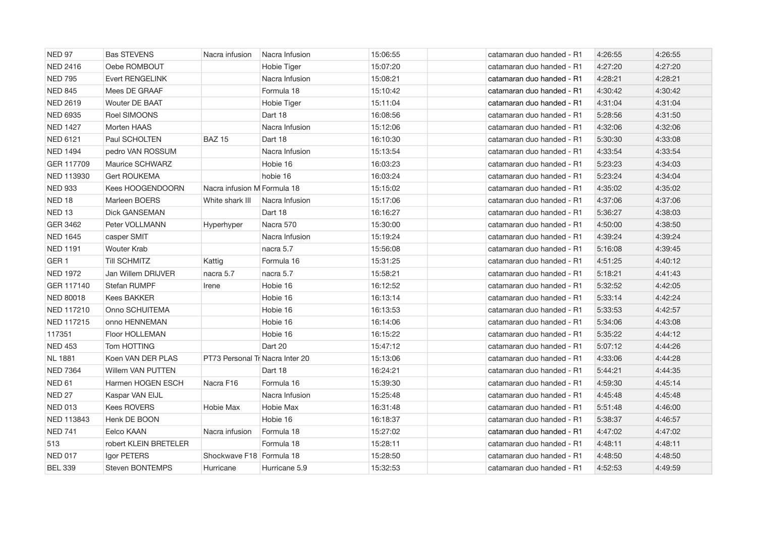| | | | | | | | | |
|---|---|---|---|---|---|---|---|---|
| NED 97 | Bas STEVENS | Nacra infusion | Nacra Infusion | 15:06:55 | | catamaran duo handed - R1 | 4:26:55 | 4:26:55 |
| NED 2416 | Oebe ROMBOUT | | Hobie Tiger | 15:07:20 | | catamaran duo handed - R1 | 4:27:20 | 4:27:20 |
| NED 795 | Evert RENGELINK | | Nacra Infusion | 15:08:21 | | catamaran duo handed - R1 | 4:28:21 | 4:28:21 |
| NED 845 | Mees DE GRAAF | | Formula 18 | 15:10:42 | | catamaran duo handed - R1 | 4:30:42 | 4:30:42 |
| NED 2619 | Wouter DE BAAT | | Hobie Tiger | 15:11:04 | | catamaran duo handed - R1 | 4:31:04 | 4:31:04 |
| NED 6935 | Roel SIMOONS | | Dart 18 | 16:08:56 | | catamaran duo handed - R1 | 5:28:56 | 4:31:50 |
| NED 1427 | Morten HAAS | | Nacra Infusion | 15:12:06 | | catamaran duo handed - R1 | 4:32:06 | 4:32:06 |
| NED 6121 | Paul SCHOLTEN | BAZ 15 | Dart 18 | 16:10:30 | | catamaran duo handed - R1 | 5:30:30 | 4:33:08 |
| NED 1494 | pedro VAN ROSSUM | | Nacra Infusion | 15:13:54 | | catamaran duo handed - R1 | 4:33:54 | 4:33:54 |
| GER 117709 | Maurice SCHWARZ | | Hobie 16 | 16:03:23 | | catamaran duo handed - R1 | 5:23:23 | 4:34:03 |
| NED 113930 | Gert ROUKEMA | | hobie 16 | 16:03:24 | | catamaran duo handed - R1 | 5:23:24 | 4:34:04 |
| NED 933 | Kees HOOGENDOORN | Nacra infusion M | Formula 18 | 15:15:02 | | catamaran duo handed - R1 | 4:35:02 | 4:35:02 |
| NED 18 | Marleen BOERS | White shark III | Nacra Infusion | 15:17:06 | | catamaran duo handed - R1 | 4:37:06 | 4:37:06 |
| NED 13 | Dick GANSEMAN | | Dart 18 | 16:16:27 | | catamaran duo handed - R1 | 5:36:27 | 4:38:03 |
| GER 3462 | Peter VOLLMANN | Hyperhyper | Nacra 570 | 15:30:00 | | catamaran duo handed - R1 | 4:50:00 | 4:38:50 |
| NED 1645 | casper SMIT | | Nacra Infusion | 15:19:24 | | catamaran duo handed - R1 | 4:39:24 | 4:39:24 |
| NED 1191 | Wouter Krab | | nacra 5.7 | 15:56:08 | | catamaran duo handed - R1 | 5:16:08 | 4:39:45 |
| GER 1 | Till SCHMITZ | Kattig | Formula 16 | 15:31:25 | | catamaran duo handed - R1 | 4:51:25 | 4:40:12 |
| NED 1972 | Jan Willem DRIJVER | nacra 5.7 | nacra 5.7 | 15:58:21 | | catamaran duo handed - R1 | 5:18:21 | 4:41:43 |
| GER 117140 | Stefan RUMPF | Irene | Hobie 16 | 16:12:52 | | catamaran duo handed - R1 | 5:32:52 | 4:42:05 |
| NED 80018 | Kees BAKKER | | Hobie 16 | 16:13:14 | | catamaran duo handed - R1 | 5:33:14 | 4:42:24 |
| NED 117210 | Onno SCHUITEMA | | Hobie 16 | 16:13:53 | | catamaran duo handed - R1 | 5:33:53 | 4:42:57 |
| NED 117215 | onno HENNEMAN | | Hobie 16 | 16:14:06 | | catamaran duo handed - R1 | 5:34:06 | 4:43:08 |
| 117351 | Floor HOLLEMAN | | Hobie 16 | 16:15:22 | | catamaran duo handed - R1 | 5:35:22 | 4:44:12 |
| NED 453 | Tom HOTTING | | Dart 20 | 15:47:12 | | catamaran duo handed - R1 | 5:07:12 | 4:44:26 |
| NL 1881 | Koen VAN DER PLAS | PT73 Personal Tr | Nacra Inter 20 | 15:13:06 | | catamaran duo handed - R1 | 4:33:06 | 4:44:28 |
| NED 7364 | Willem VAN PUTTEN | | Dart 18 | 16:24:21 | | catamaran duo handed - R1 | 5:44:21 | 4:44:35 |
| NED 61 | Harmen HOGEN ESCH | Nacra F16 | Formula 16 | 15:39:30 | | catamaran duo handed - R1 | 4:59:30 | 4:45:14 |
| NED 27 | Kaspar VAN EIJL | | Nacra Infusion | 15:25:48 | | catamaran duo handed - R1 | 4:45:48 | 4:45:48 |
| NED 013 | Kees ROVERS | Hobie Max | Hobie Max | 16:31:48 | | catamaran duo handed - R1 | 5:51:48 | 4:46:00 |
| NED 113843 | Henk DE BOON | | Hobie 16 | 16:18:37 | | catamaran duo handed - R1 | 5:38:37 | 4:46:57 |
| NED 741 | Eelco KAAN | Nacra infusion | Formula 18 | 15:27:02 | | catamaran duo handed - R1 | 4:47:02 | 4:47:02 |
| 513 | robert KLEIN BRETELER | | Formula 18 | 15:28:11 | | catamaran duo handed - R1 | 4:48:11 | 4:48:11 |
| NED 017 | Igor PETERS | Shockwave F18 | Formula 18 | 15:28:50 | | catamaran duo handed - R1 | 4:48:50 | 4:48:50 |
| BEL 339 | Steven BONTEMPS | Hurricane | Hurricane 5.9 | 15:32:53 | | catamaran duo handed - R1 | 4:52:53 | 4:49:59 |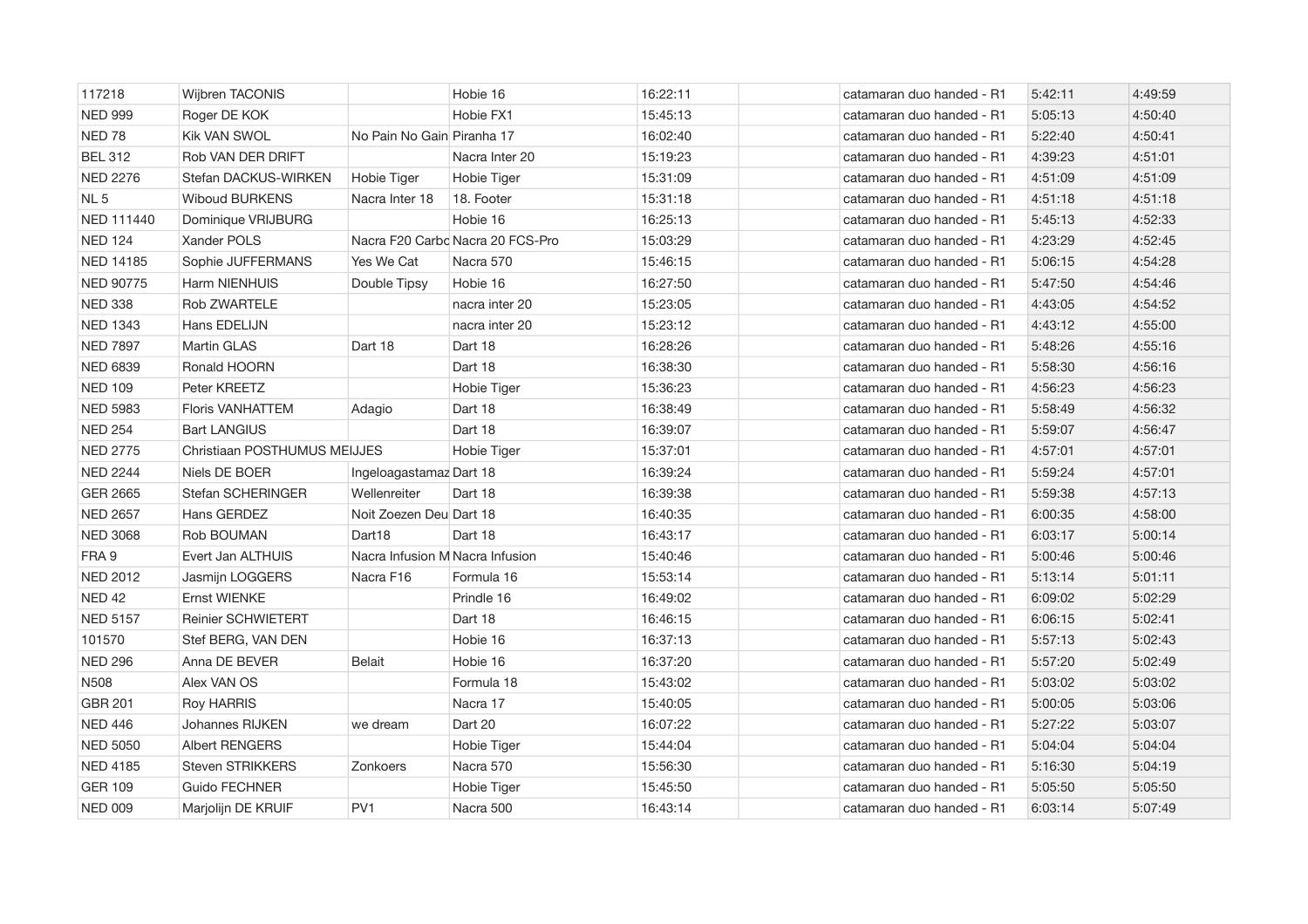| | | | | | | | | |
|---|---|---|---|---|---|---|---|---|
| 117218 | Wijbren TACONIS | | Hobie 16 | 16:22:11 | | catamaran duo handed - R1 | 5:42:11 | 4:49:59 |
| NED 999 | Roger DE KOK | | Hobie FX1 | 15:45:13 | | catamaran duo handed - R1 | 5:05:13 | 4:50:40 |
| NED 78 | Kik VAN SWOL | No Pain No Gain | Piranha 17 | 16:02:40 | | catamaran duo handed - R1 | 5:22:40 | 4:50:41 |
| BEL 312 | Rob VAN DER DRIFT | | Nacra Inter 20 | 15:19:23 | | catamaran duo handed - R1 | 4:39:23 | 4:51:01 |
| NED 2276 | Stefan DACKUS-WIRKEN | Hobie Tiger | Hobie Tiger | 15:31:09 | | catamaran duo handed - R1 | 4:51:09 | 4:51:09 |
| NL 5 | Wiboud BURKENS | Nacra Inter 18 | 18. Footer | 15:31:18 | | catamaran duo handed - R1 | 4:51:18 | 4:51:18 |
| NED 111440 | Dominique VRIJBURG | | Hobie 16 | 16:25:13 | | catamaran duo handed - R1 | 5:45:13 | 4:52:33 |
| NED 124 | Xander POLS | Nacra F20 Carbo | Nacra 20 FCS-Pro | 15:03:29 | | catamaran duo handed - R1 | 4:23:29 | 4:52:45 |
| NED 14185 | Sophie JUFFERMANS | Yes We Cat | Nacra 570 | 15:46:15 | | catamaran duo handed - R1 | 5:06:15 | 4:54:28 |
| NED 90775 | Harm NIENHUIS | Double Tipsy | Hobie 16 | 16:27:50 | | catamaran duo handed - R1 | 5:47:50 | 4:54:46 |
| NED 338 | Rob ZWARTELE | | nacra inter 20 | 15:23:05 | | catamaran duo handed - R1 | 4:43:05 | 4:54:52 |
| NED 1343 | Hans EDELIJN | | nacra inter 20 | 15:23:12 | | catamaran duo handed - R1 | 4:43:12 | 4:55:00 |
| NED 7897 | Martin GLAS | Dart 18 | Dart 18 | 16:28:26 | | catamaran duo handed - R1 | 5:48:26 | 4:55:16 |
| NED 6839 | Ronald HOORN | | Dart 18 | 16:38:30 | | catamaran duo handed - R1 | 5:58:30 | 4:56:16 |
| NED 109 | Peter KREETZ | | Hobie Tiger | 15:36:23 | | catamaran duo handed - R1 | 4:56:23 | 4:56:23 |
| NED 5983 | Floris VANHATTEM | Adagio | Dart 18 | 16:38:49 | | catamaran duo handed - R1 | 5:58:49 | 4:56:32 |
| NED 254 | Bart LANGIUS | | Dart 18 | 16:39:07 | | catamaran duo handed - R1 | 5:59:07 | 4:56:47 |
| NED 2775 | Christiaan POSTHUMUS MEIJJES | | Hobie Tiger | 15:37:01 | | catamaran duo handed - R1 | 4:57:01 | 4:57:01 |
| NED 2244 | Niels DE BOER | Ingeloagastamaz | Dart 18 | 16:39:24 | | catamaran duo handed - R1 | 5:59:24 | 4:57:01 |
| GER 2665 | Stefan SCHERINGER | Wellenreiter | Dart 18 | 16:39:38 | | catamaran duo handed - R1 | 5:59:38 | 4:57:13 |
| NED 2657 | Hans GERDEZ | Noit Zoezen Deu | Dart 18 | 16:40:35 | | catamaran duo handed - R1 | 6:00:35 | 4:58:00 |
| NED 3068 | Rob BOUMAN | Dart18 | Dart 18 | 16:43:17 | | catamaran duo handed - R1 | 6:03:17 | 5:00:14 |
| FRA 9 | Evert Jan ALTHUIS | Nacra Infusion M | Nacra Infusion | 15:40:46 | | catamaran duo handed - R1 | 5:00:46 | 5:00:46 |
| NED 2012 | Jasmijn LOGGERS | Nacra F16 | Formula 16 | 15:53:14 | | catamaran duo handed - R1 | 5:13:14 | 5:01:11 |
| NED 42 | Ernst WIENKE | | Prindle 16 | 16:49:02 | | catamaran duo handed - R1 | 6:09:02 | 5:02:29 |
| NED 5157 | Reinier SCHWIETERT | | Dart 18 | 16:46:15 | | catamaran duo handed - R1 | 6:06:15 | 5:02:41 |
| 101570 | Stef BERG, VAN DEN | | Hobie 16 | 16:37:13 | | catamaran duo handed - R1 | 5:57:13 | 5:02:43 |
| NED 296 | Anna DE BEVER | Belait | Hobie 16 | 16:37:20 | | catamaran duo handed - R1 | 5:57:20 | 5:02:49 |
| N508 | Alex VAN OS | | Formula 18 | 15:43:02 | | catamaran duo handed - R1 | 5:03:02 | 5:03:02 |
| GBR 201 | Roy HARRIS | | Nacra 17 | 15:40:05 | | catamaran duo handed - R1 | 5:00:05 | 5:03:06 |
| NED 446 | Johannes RIJKEN | we dream | Dart 20 | 16:07:22 | | catamaran duo handed - R1 | 5:27:22 | 5:03:07 |
| NED 5050 | Albert RENGERS | | Hobie Tiger | 15:44:04 | | catamaran duo handed - R1 | 5:04:04 | 5:04:04 |
| NED 4185 | Steven STRIKKERS | Zonkoers | Nacra 570 | 15:56:30 | | catamaran duo handed - R1 | 5:16:30 | 5:04:19 |
| GER 109 | Guido FECHNER | | Hobie Tiger | 15:45:50 | | catamaran duo handed - R1 | 5:05:50 | 5:05:50 |
| NED 009 | Marjolijn DE KRUIF | PV1 | Nacra 500 | 16:43:14 | | catamaran duo handed - R1 | 6:03:14 | 5:07:49 |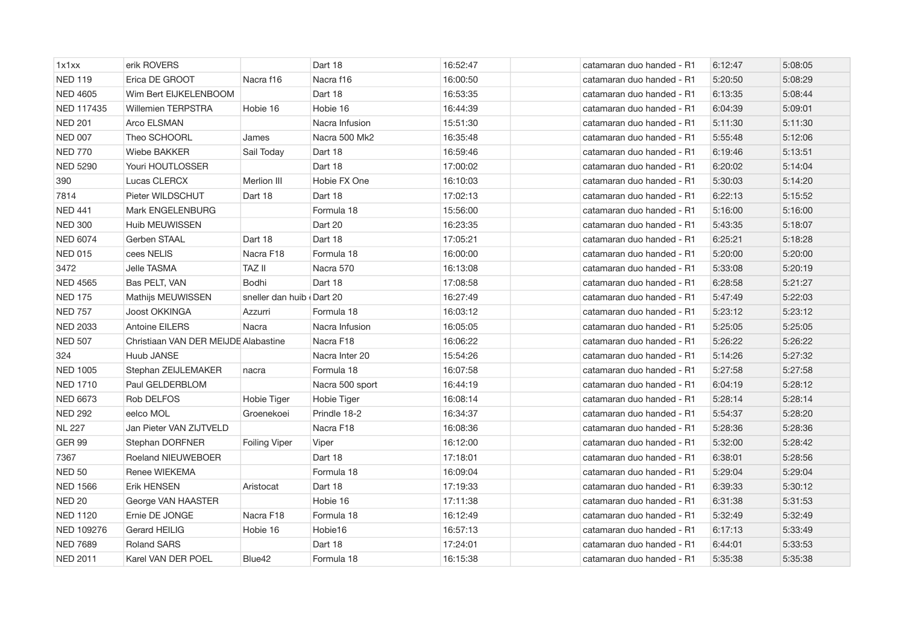| | | | | | | | | |
|---|---|---|---|---|---|---|---|---|
| 1x1xx | erik ROVERS | | Dart 18 | 16:52:47 | | catamaran duo handed - R1 | 6:12:47 | 5:08:05 |
| NED 119 | Erica DE GROOT | Nacra f16 | Nacra f16 | 16:00:50 | | catamaran duo handed - R1 | 5:20:50 | 5:08:29 |
| NED 4605 | Wim Bert EIJKELENBOOM | | Dart 18 | 16:53:35 | | catamaran duo handed - R1 | 6:13:35 | 5:08:44 |
| NED 117435 | Willemien TERPSTRA | Hobie 16 | Hobie 16 | 16:44:39 | | catamaran duo handed - R1 | 6:04:39 | 5:09:01 |
| NED 201 | Arco ELSMAN | | Nacra Infusion | 15:51:30 | | catamaran duo handed - R1 | 5:11:30 | 5:11:30 |
| NED 007 | Theo SCHOORL | James | Nacra 500 Mk2 | 16:35:48 | | catamaran duo handed - R1 | 5:55:48 | 5:12:06 |
| NED 770 | Wiebe BAKKER | Sail Today | Dart 18 | 16:59:46 | | catamaran duo handed - R1 | 6:19:46 | 5:13:51 |
| NED 5290 | Youri HOUTLOSSER | | Dart 18 | 17:00:02 | | catamaran duo handed - R1 | 6:20:02 | 5:14:04 |
| 390 | Lucas CLERCX | Merlion III | Hobie FX One | 16:10:03 | | catamaran duo handed - R1 | 5:30:03 | 5:14:20 |
| 7814 | Pieter WILDSCHUT | Dart 18 | Dart 18 | 17:02:13 | | catamaran duo handed - R1 | 6:22:13 | 5:15:52 |
| NED 441 | Mark ENGELENBURG | | Formula 18 | 15:56:00 | | catamaran duo handed - R1 | 5:16:00 | 5:16:00 |
| NED 300 | Huib MEUWISSEN | | Dart 20 | 16:23:35 | | catamaran duo handed - R1 | 5:43:35 | 5:18:07 |
| NED 6074 | Gerben STAAL | Dart 18 | Dart 18 | 17:05:21 | | catamaran duo handed - R1 | 6:25:21 | 5:18:28 |
| NED 015 | cees NELIS | Nacra F18 | Formula 18 | 16:00:00 | | catamaran duo handed - R1 | 5:20:00 | 5:20:00 |
| 3472 | Jelle TASMA | TAZ II | Nacra 570 | 16:13:08 | | catamaran duo handed - R1 | 5:33:08 | 5:20:19 |
| NED 4565 | Bas PELT, VAN | Bodhi | Dart 18 | 17:08:58 | | catamaran duo handed - R1 | 6:28:58 | 5:21:27 |
| NED 175 | Mathijs MEUWISSEN | sneller dan huib | Dart 20 | 16:27:49 | | catamaran duo handed - R1 | 5:47:49 | 5:22:03 |
| NED 757 | Joost OKKINGA | Azzurri | Formula 18 | 16:03:12 | | catamaran duo handed - R1 | 5:23:12 | 5:23:12 |
| NED 2033 | Antoine EILERS | Nacra | Nacra Infusion | 16:05:05 | | catamaran duo handed - R1 | 5:25:05 | 5:25:05 |
| NED 507 | Christiaan VAN DER MEIJDE | Alabastine | Nacra F18 | 16:06:22 | | catamaran duo handed - R1 | 5:26:22 | 5:26:22 |
| 324 | Huub JANSE | | Nacra Inter 20 | 15:54:26 | | catamaran duo handed - R1 | 5:14:26 | 5:27:32 |
| NED 1005 | Stephan ZEIJLEMAKER | nacra | Formula 18 | 16:07:58 | | catamaran duo handed - R1 | 5:27:58 | 5:27:58 |
| NED 1710 | Paul GELDERBLOM | | Nacra 500 sport | 16:44:19 | | catamaran duo handed - R1 | 6:04:19 | 5:28:12 |
| NED 6673 | Rob DELFOS | Hobie Tiger | Hobie Tiger | 16:08:14 | | catamaran duo handed - R1 | 5:28:14 | 5:28:14 |
| NED 292 | eelco MOL | Groenekoei | Prindle 18-2 | 16:34:37 | | catamaran duo handed - R1 | 5:54:37 | 5:28:20 |
| NL 227 | Jan Pieter VAN ZIJTVELD | | Nacra F18 | 16:08:36 | | catamaran duo handed - R1 | 5:28:36 | 5:28:36 |
| GER 99 | Stephan DORFNER | Foiling Viper | Viper | 16:12:00 | | catamaran duo handed - R1 | 5:32:00 | 5:28:42 |
| 7367 | Roeland NIEUWEBOER | | Dart 18 | 17:18:01 | | catamaran duo handed - R1 | 6:38:01 | 5:28:56 |
| NED 50 | Renee WIEKEMA | | Formula 18 | 16:09:04 | | catamaran duo handed - R1 | 5:29:04 | 5:29:04 |
| NED 1566 | Erik HENSEN | Aristocat | Dart 18 | 17:19:33 | | catamaran duo handed - R1 | 6:39:33 | 5:30:12 |
| NED 20 | George VAN HAASTER | | Hobie 16 | 17:11:38 | | catamaran duo handed - R1 | 6:31:38 | 5:31:53 |
| NED 1120 | Ernie DE JONGE | Nacra F18 | Formula 18 | 16:12:49 | | catamaran duo handed - R1 | 5:32:49 | 5:32:49 |
| NED 109276 | Gerard HEILIG | Hobie 16 | Hobie16 | 16:57:13 | | catamaran duo handed - R1 | 6:17:13 | 5:33:49 |
| NED 7689 | Roland SARS | | Dart 18 | 17:24:01 | | catamaran duo handed - R1 | 6:44:01 | 5:33:53 |
| NED 2011 | Karel VAN DER POEL | Blue42 | Formula 18 | 16:15:38 | | catamaran duo handed - R1 | 5:35:38 | 5:35:38 |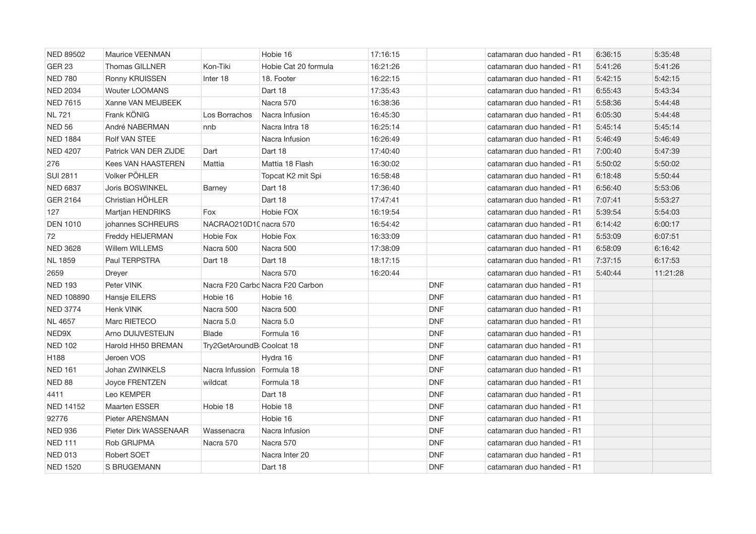| | | | | | | | | |
|---|---|---|---|---|---|---|---|---|
| NED 89502 | Maurice VEENMAN | | Hobie 16 | 17:16:15 | | catamaran duo handed - R1 | 6:36:15 | 5:35:48 |
| GER 23 | Thomas GILLNER | Kon-Tiki | Hobie Cat 20 formula | 16:21:26 | | catamaran duo handed - R1 | 5:41:26 | 5:41:26 |
| NED 780 | Ronny KRUISSEN | Inter 18 | 18. Footer | 16:22:15 | | catamaran duo handed - R1 | 5:42:15 | 5:42:15 |
| NED 2034 | Wouter LOOMANS | | Dart 18 | 17:35:43 | | catamaran duo handed - R1 | 6:55:43 | 5:43:34 |
| NED 7615 | Xanne VAN MEIJBEEK | | Nacra 570 | 16:38:36 | | catamaran duo handed - R1 | 5:58:36 | 5:44:48 |
| NL 721 | Frank KÖNIG | Los Borrachos | Nacra Infusion | 16:45:30 | | catamaran duo handed - R1 | 6:05:30 | 5:44:48 |
| NED 56 | André NABERMAN | nnb | Nacra Intra 18 | 16:25:14 | | catamaran duo handed - R1 | 5:45:14 | 5:45:14 |
| NED 1884 | Rolf VAN STEE | | Nacra Infusion | 16:26:49 | | catamaran duo handed - R1 | 5:46:49 | 5:46:49 |
| NED 4207 | Patrick VAN DER ZIJDE | Dart | Dart 18 | 17:40:40 | | catamaran duo handed - R1 | 7:00:40 | 5:47:39 |
| 276 | Kees VAN HAASTEREN | Mattia | Mattia 18 Flash | 16:30:02 | | catamaran duo handed - R1 | 5:50:02 | 5:50:02 |
| SUI 2811 | Volker PÖHLER | | Topcat K2 mit Spi | 16:58:48 | | catamaran duo handed - R1 | 6:18:48 | 5:50:44 |
| NED 6837 | Joris BOSWINKEL | Barney | Dart 18 | 17:36:40 | | catamaran duo handed - R1 | 6:56:40 | 5:53:06 |
| GER 2164 | Christian HÖHLER | | Dart 18 | 17:47:41 | | catamaran duo handed - R1 | 7:07:41 | 5:53:27 |
| 127 | Martjan HENDRIKS | Fox | Hobie FOX | 16:19:54 | | catamaran duo handed - R1 | 5:39:54 | 5:54:03 |
| DEN 1010 | johannes SCHREURS | NACRAO210D10 | nacra 570 | 16:54:42 | | catamaran duo handed - R1 | 6:14:42 | 6:00:17 |
| 72 | Freddy HEIJERMAN | Hobie Fox | Hobie Fox | 16:33:09 | | catamaran duo handed - R1 | 5:53:09 | 6:07:51 |
| NED 3628 | Willem WILLEMS | Nacra 500 | Nacra 500 | 17:38:09 | | catamaran duo handed - R1 | 6:58:09 | 6:16:42 |
| NL 1859 | Paul TERPSTRA | Dart 18 | Dart 18 | 18:17:15 | | catamaran duo handed - R1 | 7:37:15 | 6:17:53 |
| 2659 | Dreyer | | Nacra 570 | 16:20:44 | | catamaran duo handed - R1 | 5:40:44 | 11:21:28 |
| NED 193 | Peter VINK | Nacra F20 Carbo | Nacra F20 Carbon | | DNF | catamaran duo handed - R1 | | |
| NED 108890 | Hansje EILERS | Hobie 16 | Hobie 16 | | DNF | catamaran duo handed - R1 | | |
| NED 3774 | Henk VINK | Nacra 500 | Nacra 500 | | DNF | catamaran duo handed - R1 | | |
| NL 4657 | Marc RIETECO | Nacra 5.0 | Nacra 5.0 | | DNF | catamaran duo handed - R1 | | |
| NED9X | Arno DUIJVESTEIJN | Blade | Formula 16 | | DNF | catamaran duo handed - R1 | | |
| NED 102 | Harold HH50 BREMAN | Try2GetAroundB | Coolcat 18 | | DNF | catamaran duo handed - R1 | | |
| H188 | Jeroen VOS | | Hydra 16 | | DNF | catamaran duo handed - R1 | | |
| NED 161 | Johan ZWINKELS | Nacra Infussion | Formula 18 | | DNF | catamaran duo handed - R1 | | |
| NED 88 | Joyce FRENTZEN | wildcat | Formula 18 | | DNF | catamaran duo handed - R1 | | |
| 4411 | Leo KEMPER | | Dart 18 | | DNF | catamaran duo handed - R1 | | |
| NED 14152 | Maarten ESSER | Hobie 18 | Hobie 18 | | DNF | catamaran duo handed - R1 | | |
| 92776 | Pieter ARENSMAN | | Hobie 16 | | DNF | catamaran duo handed - R1 | | |
| NED 936 | Pieter Dirk WASSENAAR | Wassenacra | Nacra Infusion | | DNF | catamaran duo handed - R1 | | |
| NED 111 | Rob GRIJPMA | Nacra 570 | Nacra 570 | | DNF | catamaran duo handed - R1 | | |
| NED 013 | Robert SOET | | Nacra Inter 20 | | DNF | catamaran duo handed - R1 | | |
| NED 1520 | S BRUGEMANN | | Dart 18 | | DNF | catamaran duo handed - R1 | | |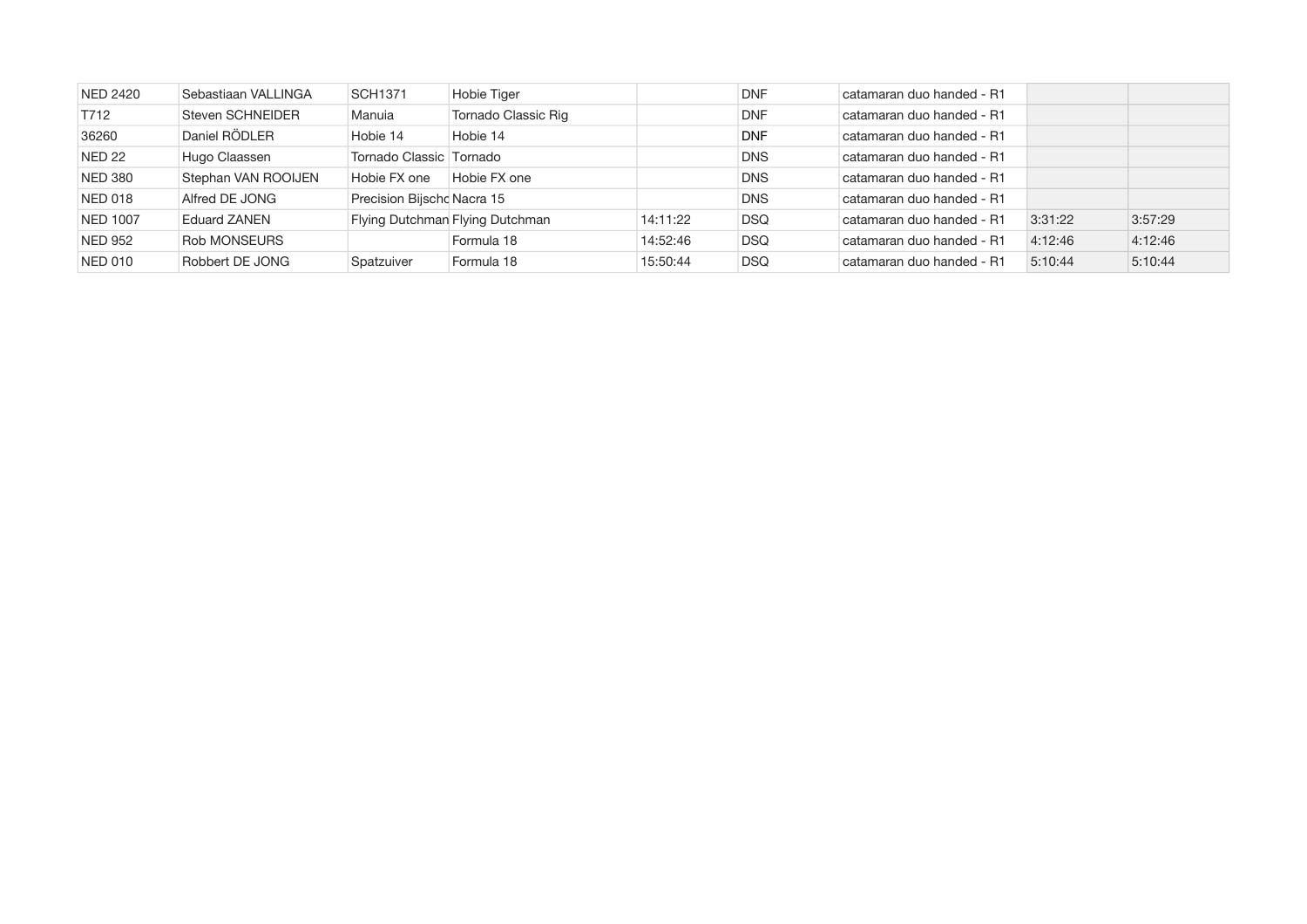| | | | | | | | | |
|---|---|---|---|---|---|---|---|---|
| NED 2420 | Sebastiaan VALLINGA | SCH1371 | Hobie Tiger | | DNF | catamaran duo handed - R1 | | |
| T712 | Steven SCHNEIDER | Manuia | Tornado Classic Rig | | DNF | catamaran duo handed - R1 | | |
| 36260 | Daniel RÖDLER | Hobie 14 | Hobie 14 | | DNF | catamaran duo handed - R1 | | |
| NED 22 | Hugo Claassen | Tornado Classic | Tornado | | DNS | catamaran duo handed - R1 | | |
| NED 380 | Stephan VAN ROOIJEN | Hobie FX one | Hobie FX one | | DNS | catamaran duo handed - R1 | | |
| NED 018 | Alfred DE JONG | Precision Bijscho | Nacra 15 | | DNS | catamaran duo handed - R1 | | |
| NED 1007 | Eduard ZANEN | Flying Dutchman | Flying Dutchman | 14:11:22 | DSQ | catamaran duo handed - R1 | 3:31:22 | 3:57:29 |
| NED 952 | Rob MONSEURS | | Formula 18 | 14:52:46 | DSQ | catamaran duo handed - R1 | 4:12:46 | 4:12:46 |
| NED 010 | Robbert DE JONG | Spatzuiver | Formula 18 | 15:50:44 | DSQ | catamaran duo handed - R1 | 5:10:44 | 5:10:44 |